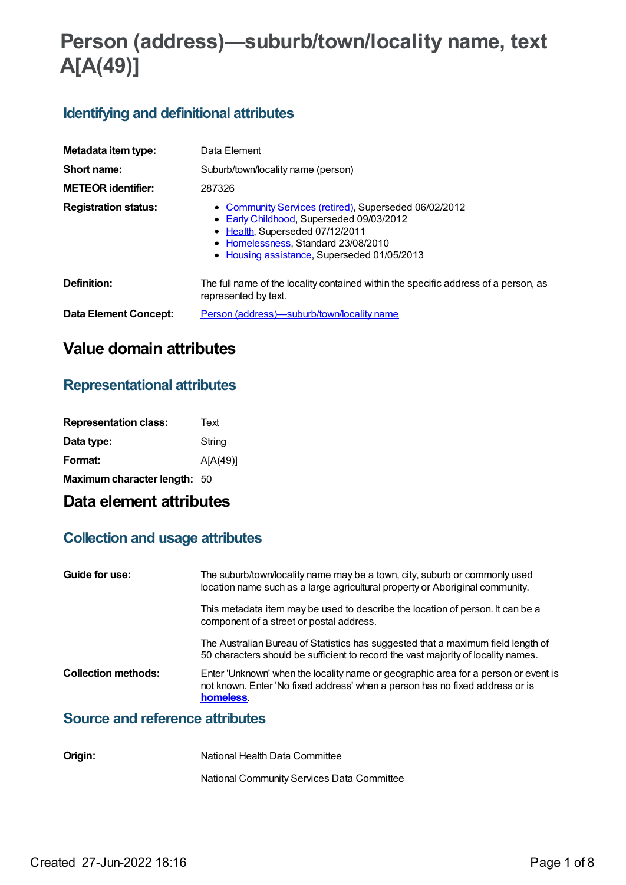# Person (address)—suburb/town/locality name, text A[A(49)]

## Identifying and definitional attributes

| | |
|---|---|
| **Metadata item type:** | Data Element |
| **Short name:** | Suburb/town/locality name (person) |
| **METEOR identifier:** | 287326 |
| **Registration status:** | • Community Services (retired), Superseded 06/02/2012<br>• Early Childhood, Superseded 09/03/2012<br>• Health, Superseded 07/12/2011<br>• Homelessness, Standard 23/08/2010<br>• Housing assistance, Superseded 01/05/2013 |
| **Definition:** | The full name of the locality contained within the specific address of a person, as represented by text. |
| **Data Element Concept:** | Person (address)—suburb/town/locality name |

# Value domain attributes

## Representational attributes

| | |
|---|---|
| **Representation class:** | Text |
| **Data type:** | String |
| **Format:** | A[A(49)] |
| **Maximum character length:** | 50 |

# Data element attributes

## Collection and usage attributes

**Guide for use:**

The suburb/town/locality name may be a town, city, suburb or commonly used location name such as a large agricultural property or Aboriginal community.

This metadata item may be used to describe the location of person. It can be a component of a street or postal address.

The Australian Bureau of Statistics has suggested that a maximum field length of 50 characters should be sufficient to record the vast majority of locality names.

**Collection methods:**

Enter 'Unknown' when the locality name or geographic area for a person or event is not known. Enter 'No fixed address' when a person has no fixed address or is **homeless**.

## Source and reference attributes

**Origin:**

National Health Data Committee

National Community Services Data Committee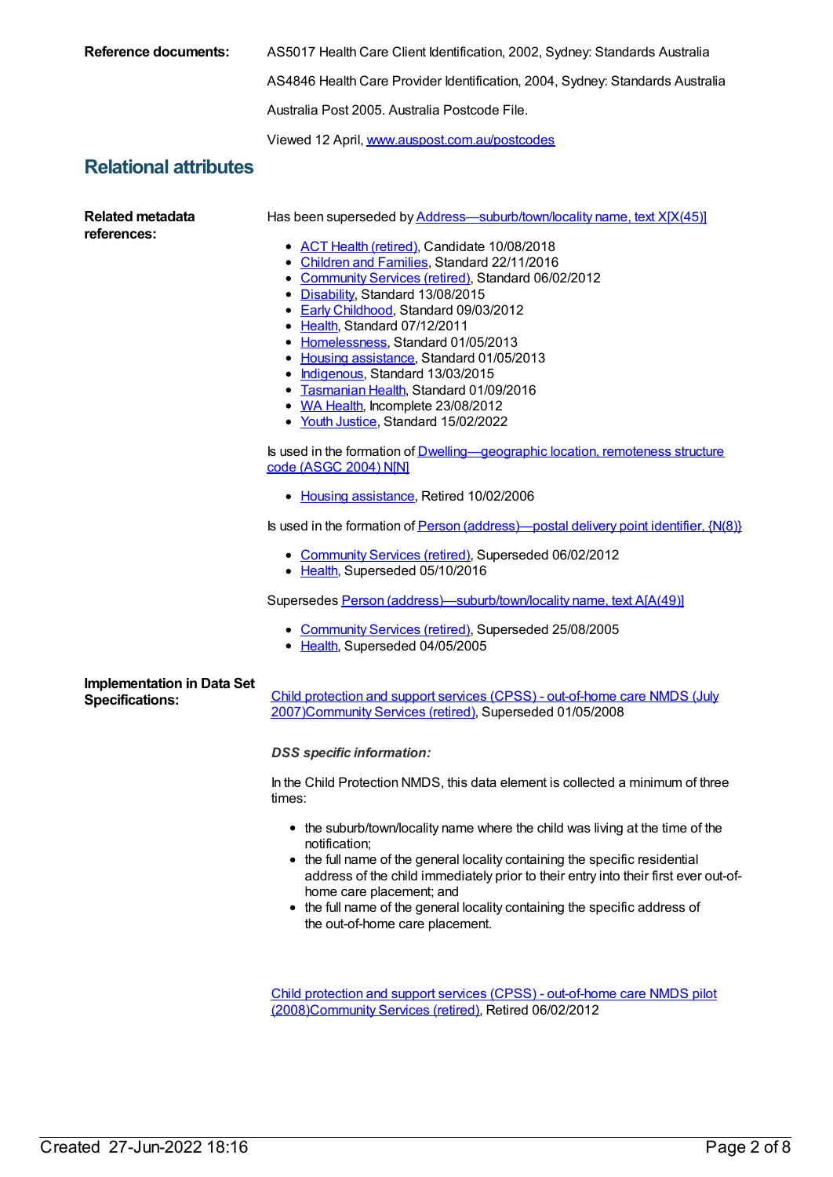**Reference documents:** AS5017 Health Care Client Identification, 2002, Sydney: Standards Australia

AS4846 Health Care Provider Identification, 2004, Sydney: Standards Australia

Australia Post 2005. Australia Postcode File.

Viewed 12 April, www.auspost.com.au/postcodes

## Relational attributes

**Related metadata references:**

Has been superseded by Address—suburb/town/locality name, text X[X(45)]

- ACT Health (retired), Candidate 10/08/2018
- Children and Families, Standard 22/11/2016
- Community Services (retired), Standard 06/02/2012
- Disability, Standard 13/08/2015
- Early Childhood, Standard 09/03/2012
- Health, Standard 07/12/2011
- Homelessness, Standard 01/05/2013
- Housing assistance, Standard 01/05/2013
- Indigenous, Standard 13/03/2015
- Tasmanian Health, Standard 01/09/2016
- WA Health, Incomplete 23/08/2012
- Youth Justice, Standard 15/02/2022

Is used in the formation of Dwelling—geographic location, remoteness structure code (ASGC 2004) N[N]

- Housing assistance, Retired 10/02/2006

Is used in the formation of Person (address)—postal delivery point identifier, {N(8)}

- Community Services (retired), Superseded 06/02/2012
- Health, Superseded 05/10/2016

Supersedes Person (address)—suburb/town/locality name, text A[A(49)]

- Community Services (retired), Superseded 25/08/2005
- Health, Superseded 04/05/2005

**Implementation in Data Set Specifications:**

Child protection and support services (CPSS) - out-of-home care NMDS (July 2007)Community Services (retired), Superseded 01/05/2008

***DSS specific information:***

In the Child Protection NMDS, this data element is collected a minimum of three times:

- the suburb/town/locality name where the child was living at the time of the notification;
- the full name of the general locality containing the specific residential address of the child immediately prior to their entry into their first ever out-of-home care placement; and
- the full name of the general locality containing the specific address of the out-of-home care placement.

Child protection and support services (CPSS) - out-of-home care NMDS pilot (2008)Community Services (retired), Retired 06/02/2012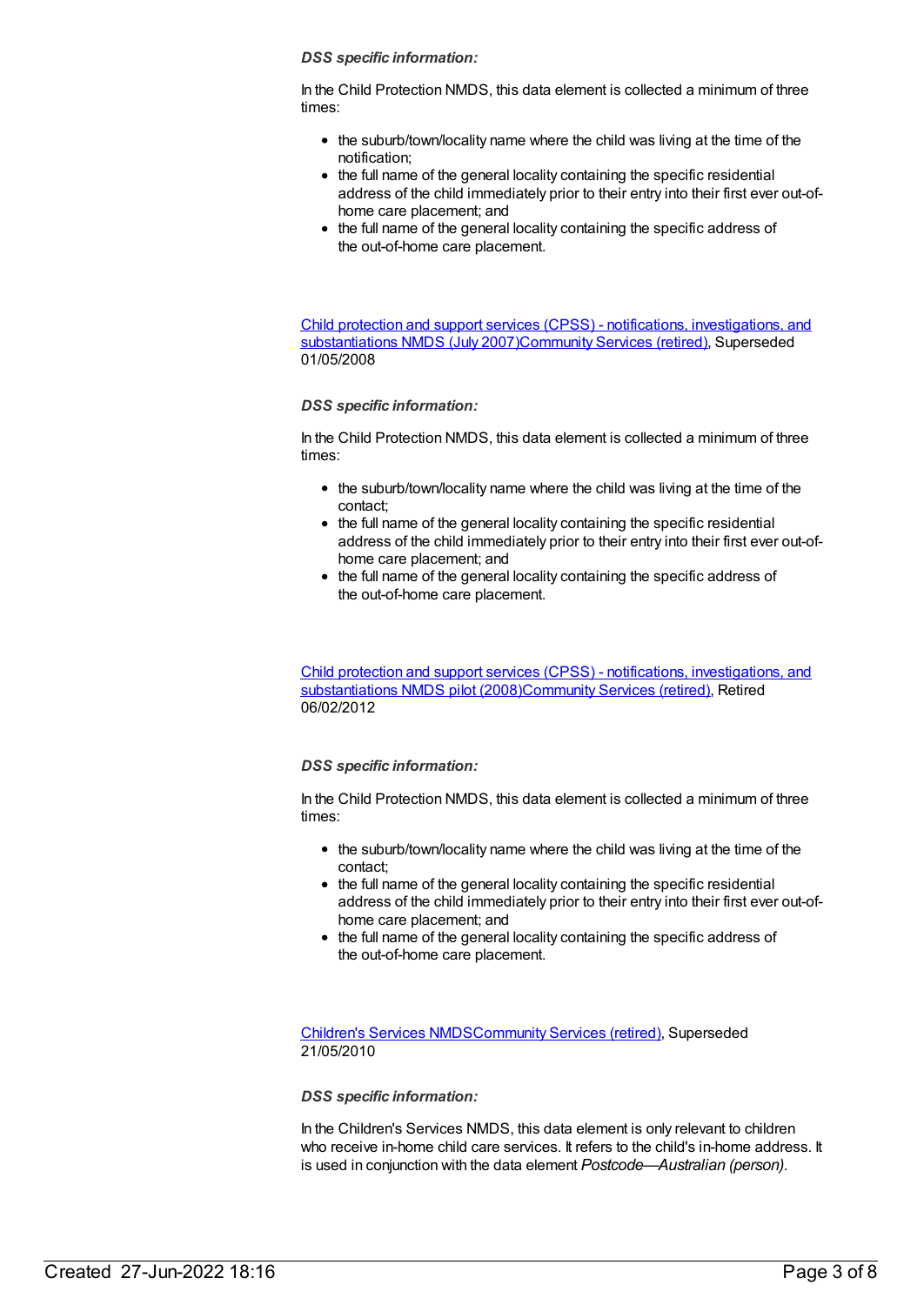***DSS specific information:***

In the Child Protection NMDS, this data element is collected a minimum of three times:

- the suburb/town/locality name where the child was living at the time of the notification;
- the full name of the general locality containing the specific residential address of the child immediately prior to their entry into their first ever out-of-home care placement; and
- the full name of the general locality containing the specific address of the out-of-home care placement.

[Child protection and support services (CPSS) - notifications, investigations, and substantiations NMDS (July 2007)Community Services (retired)], Superseded 01/05/2008

***DSS specific information:***

In the Child Protection NMDS, this data element is collected a minimum of three times:

- the suburb/town/locality name where the child was living at the time of the contact;
- the full name of the general locality containing the specific residential address of the child immediately prior to their entry into their first ever out-of-home care placement; and
- the full name of the general locality containing the specific address of the out-of-home care placement.

[Child protection and support services (CPSS) - notifications, investigations, and substantiations NMDS pilot (2008)Community Services (retired)], Retired 06/02/2012

***DSS specific information:***

In the Child Protection NMDS, this data element is collected a minimum of three times:

- the suburb/town/locality name where the child was living at the time of the contact;
- the full name of the general locality containing the specific residential address of the child immediately prior to their entry into their first ever out-of-home care placement; and
- the full name of the general locality containing the specific address of the out-of-home care placement.

[Children's Services NMDSCommunity Services (retired)], Superseded 21/05/2010

***DSS specific information:***

In the Children's Services NMDS, this data element is only relevant to children who receive in-home child care services. It refers to the child's in-home address. It is used in conjunction with the data element *Postcode—Australian (person)*.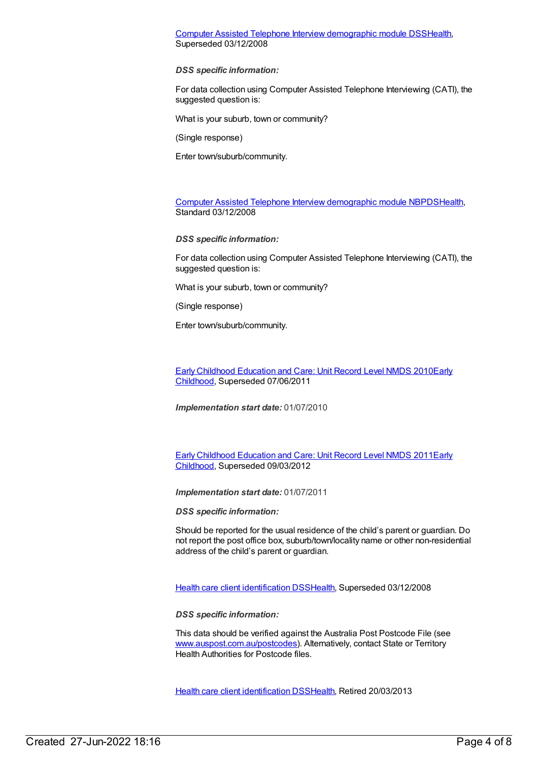[Computer Assisted Telephone Interview demographic module DSSHealth](), Superseded 03/12/2008

***DSS specific information:***

For data collection using Computer Assisted Telephone Interviewing (CATI), the suggested question is:

What is your suburb, town or community?

(Single response)

Enter town/suburb/community.

[Computer Assisted Telephone Interview demographic module NBPDSHealth](), Standard 03/12/2008

***DSS specific information:***

For data collection using Computer Assisted Telephone Interviewing (CATI), the suggested question is:

What is your suburb, town or community?

(Single response)

Enter town/suburb/community.

[Early Childhood Education and Care: Unit Record Level NMDS 2010Early Childhood](), Superseded 07/06/2011

***Implementation start date:*** 01/07/2010

[Early Childhood Education and Care: Unit Record Level NMDS 2011Early Childhood](), Superseded 09/03/2012

***Implementation start date:*** 01/07/2011

***DSS specific information:***

Should be reported for the usual residence of the child's parent or guardian. Do not report the post office box, suburb/town/locality name or other non-residential address of the child's parent or guardian.

[Health care client identification DSSHealth](), Superseded 03/12/2008

***DSS specific information:***

This data should be verified against the Australia Post Postcode File (see [www.auspost.com.au/postcodes](www.auspost.com.au/postcodes)). Alternatively, contact State or Territory Health Authorities for Postcode files.

[Health care client identification DSSHealth](), Retired 20/03/2013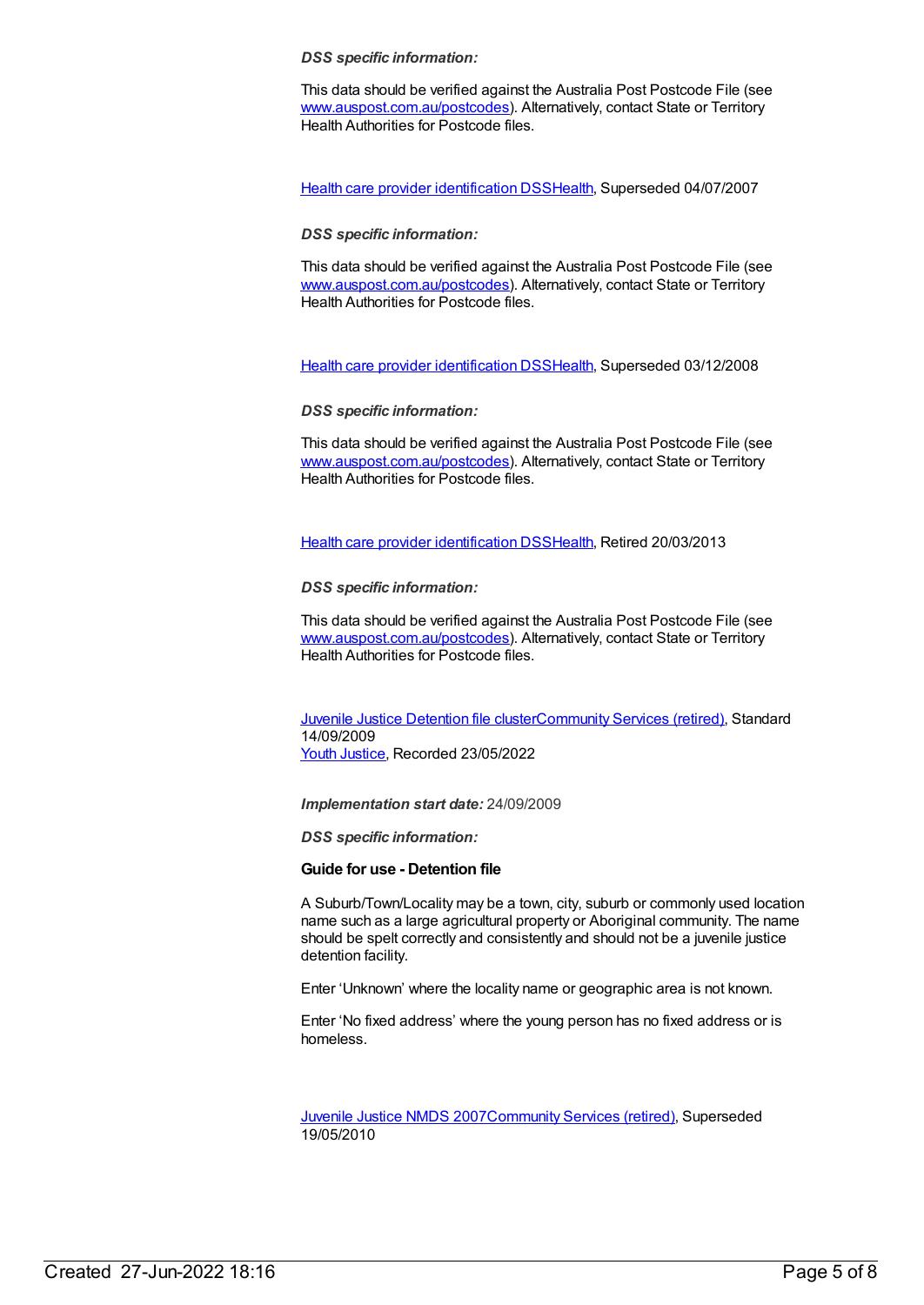*DSS specific information:*

This data should be verified against the Australia Post Postcode File (see www.auspost.com.au/postcodes). Alternatively, contact State or Territory Health Authorities for Postcode files.

Health care provider identification DSSHealth, Superseded 04/07/2007

*DSS specific information:*

This data should be verified against the Australia Post Postcode File (see www.auspost.com.au/postcodes). Alternatively, contact State or Territory Health Authorities for Postcode files.

Health care provider identification DSSHealth, Superseded 03/12/2008

*DSS specific information:*

This data should be verified against the Australia Post Postcode File (see www.auspost.com.au/postcodes). Alternatively, contact State or Territory Health Authorities for Postcode files.

Health care provider identification DSSHealth, Retired 20/03/2013

*DSS specific information:*

This data should be verified against the Australia Post Postcode File (see www.auspost.com.au/postcodes). Alternatively, contact State or Territory Health Authorities for Postcode files.

Juvenile Justice Detention file clusterCommunity Services (retired), Standard 14/09/2009
Youth Justice, Recorded 23/05/2022

***Implementation start date:*** 24/09/2009

*DSS specific information:*

**Guide for use - Detention file**

A Suburb/Town/Locality may be a town, city, suburb or commonly used location name such as a large agricultural property or Aboriginal community. The name should be spelt correctly and consistently and should not be a juvenile justice detention facility.

Enter 'Unknown' where the locality name or geographic area is not known.

Enter 'No fixed address' where the young person has no fixed address or is homeless.

Juvenile Justice NMDS 2007Community Services (retired), Superseded 19/05/2010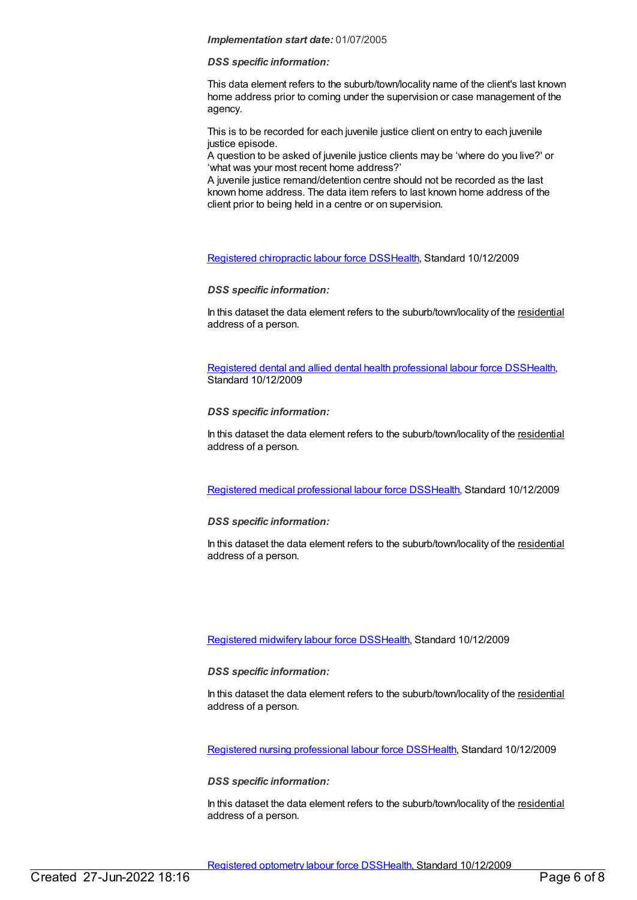***Implementation start date:*** 01/07/2005

***DSS specific information:***

This data element refers to the suburb/town/locality name of the client's last known home address prior to coming under the supervision or case management of the agency.

This is to be recorded for each juvenile justice client on entry to each juvenile justice episode.
A question to be asked of juvenile justice clients may be 'where do you live?' or 'what was your most recent home address?'
A juvenile justice remand/detention centre should not be recorded as the last known home address. The data item refers to last known home address of the client prior to being held in a centre or on supervision.

Registered chiropractic labour force DSSHealth, Standard 10/12/2009

***DSS specific information:***

In this dataset the data element refers to the suburb/town/locality of the residential address of a person.

Registered dental and allied dental health professional labour force DSSHealth, Standard 10/12/2009

***DSS specific information:***

In this dataset the data element refers to the suburb/town/locality of the residential address of a person.

Registered medical professional labour force DSSHealth, Standard 10/12/2009

***DSS specific information:***

In this dataset the data element refers to the suburb/town/locality of the residential address of a person.

Registered midwifery labour force DSSHealth, Standard 10/12/2009

***DSS specific information:***

In this dataset the data element refers to the suburb/town/locality of the residential address of a person.

Registered nursing professional labour force DSSHealth, Standard 10/12/2009

***DSS specific information:***

In this dataset the data element refers to the suburb/town/locality of the residential address of a person.

Registered optometry labour force DSSHealth, Standard 10/12/2009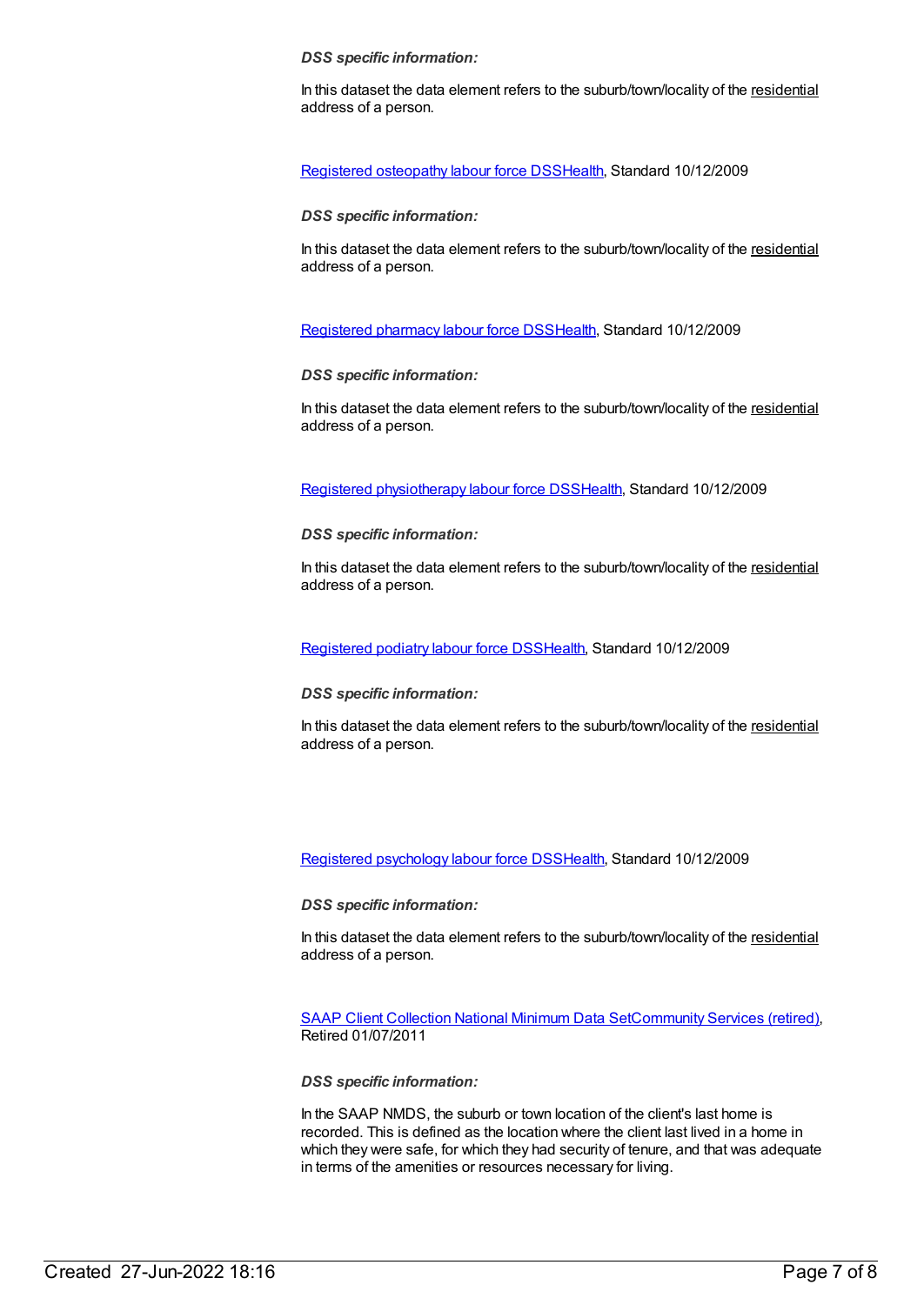***DSS specific information:***

In this dataset the data element refers to the suburb/town/locality of the residential address of a person.

Registered osteopathy labour force DSSHealth, Standard 10/12/2009

***DSS specific information:***

In this dataset the data element refers to the suburb/town/locality of the residential address of a person.

Registered pharmacy labour force DSSHealth, Standard 10/12/2009

***DSS specific information:***

In this dataset the data element refers to the suburb/town/locality of the residential address of a person.

Registered physiotherapy labour force DSSHealth, Standard 10/12/2009

***DSS specific information:***

In this dataset the data element refers to the suburb/town/locality of the residential address of a person.

Registered podiatry labour force DSSHealth, Standard 10/12/2009

***DSS specific information:***

In this dataset the data element refers to the suburb/town/locality of the residential address of a person.

Registered psychology labour force DSSHealth, Standard 10/12/2009

***DSS specific information:***

In this dataset the data element refers to the suburb/town/locality of the residential address of a person.

SAAP Client Collection National Minimum Data SetCommunity Services (retired), Retired 01/07/2011

***DSS specific information:***

In the SAAP NMDS, the suburb or town location of the client's last home is recorded. This is defined as the location where the client last lived in a home in which they were safe, for which they had security of tenure, and that was adequate in terms of the amenities or resources necessary for living.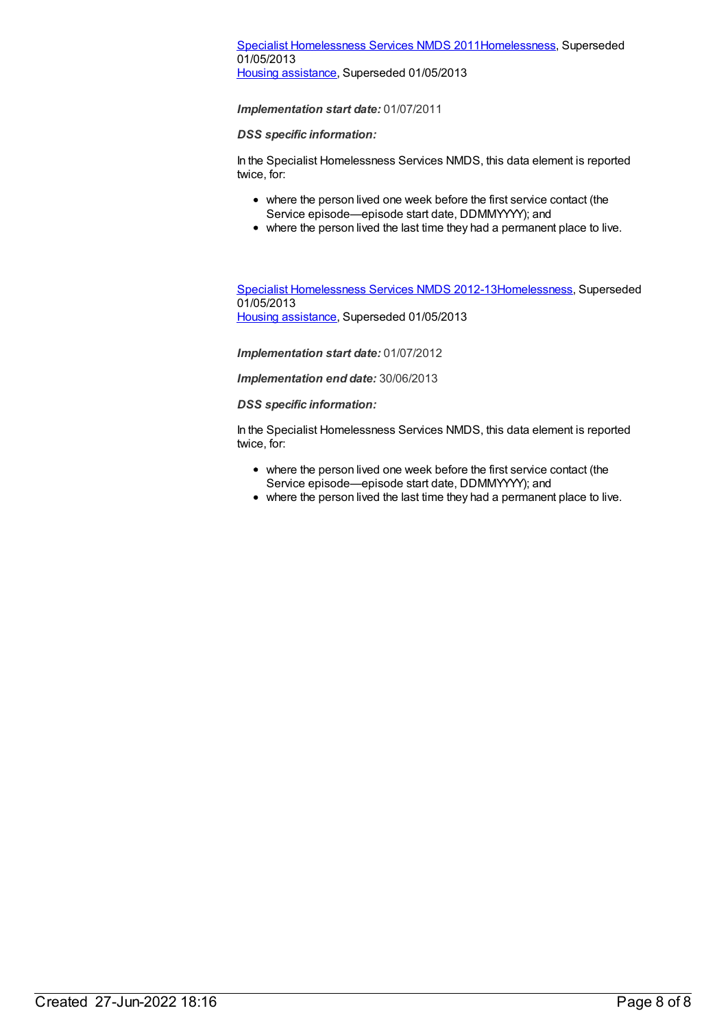[Specialist Homelessness Services NMDS 2011Homelessness](), Superseded 01/05/2013
[Housing assistance](), Superseded 01/05/2013

***Implementation start date:*** 01/07/2011

***DSS specific information:***

In the Specialist Homelessness Services NMDS, this data element is reported twice, for:

- where the person lived one week before the first service contact (the Service episode—episode start date, DDMMYYYY); and
- where the person lived the last time they had a permanent place to live.

[Specialist Homelessness Services NMDS 2012-13Homelessness](), Superseded 01/05/2013
[Housing assistance](), Superseded 01/05/2013

***Implementation start date:*** 01/07/2012

***Implementation end date:*** 30/06/2013

***DSS specific information:***

In the Specialist Homelessness Services NMDS, this data element is reported twice, for:

- where the person lived one week before the first service contact (the Service episode—episode start date, DDMMYYYY); and
- where the person lived the last time they had a permanent place to live.